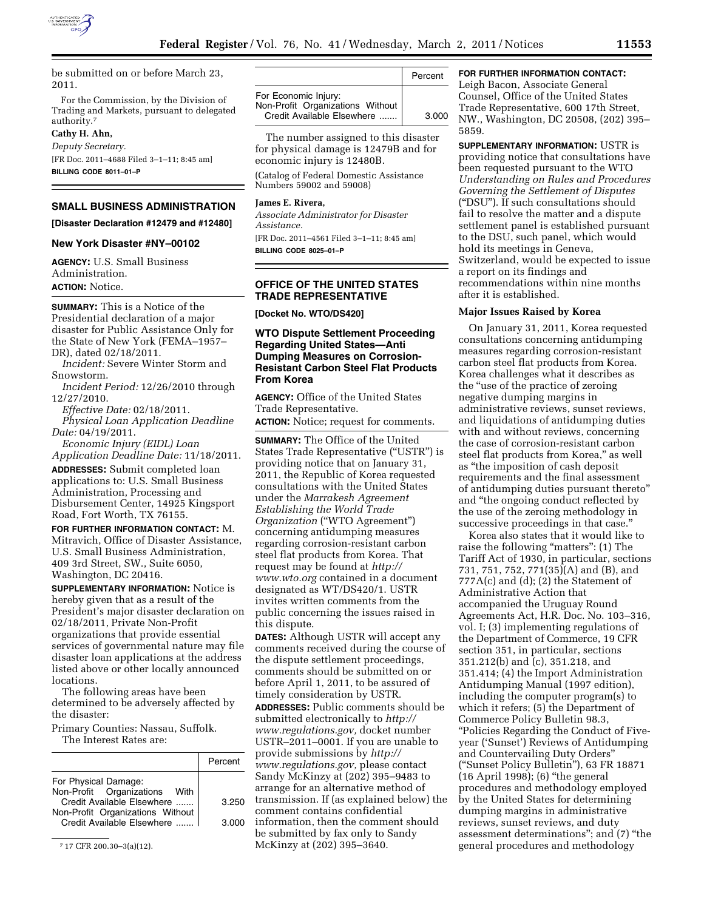be submitted on or before March 23, 2011.

For the Commission, by the Division of Trading and Markets, pursuant to delegated authority.[7]

**Cathy H. Ahn,**

*Deputy Secretary.*

[FR Doc. 2011–4688 Filed 3–1–11; 8:45 am]

**BILLING CODE 8011–01–P**

[7] 17 CFR 200.30–3(a)(12).

## SMALL BUSINESS ADMINISTRATION

**[Disaster Declaration #12479 and #12480]**

### New York Disaster #NY–00102

**AGENCY:** U.S. Small Business Administration.

**ACTION:** Notice.

**SUMMARY:** This is a Notice of the Presidential declaration of a major disaster for Public Assistance Only for the State of New York (FEMA–1957–DR), dated 02/18/2011.

*Incident:* Severe Winter Storm and Snowstorm.

*Incident Period:* 12/26/2010 through 12/27/2010.

*Effective Date:* 02/18/2011.

*Physical Loan Application Deadline Date:* 04/19/2011.

*Economic Injury (EIDL) Loan Application Deadline Date:* 11/18/2011.

**ADDRESSES:** Submit completed loan applications to: U.S. Small Business Administration, Processing and Disbursement Center, 14925 Kingsport Road, Fort Worth, TX 76155.

**FOR FURTHER INFORMATION CONTACT:** M. Mitravich, Office of Disaster Assistance, U.S. Small Business Administration, 409 3rd Street, SW., Suite 6050, Washington, DC 20416.

**SUPPLEMENTARY INFORMATION:** Notice is hereby given that as a result of the President's major disaster declaration on 02/18/2011, Private Non-Profit organizations that provide essential services of governmental nature may file disaster loan applications at the address listed above or other locally announced locations.

The following areas have been determined to be adversely affected by the disaster:

Primary Counties: Nassau, Suffolk.

The Interest Rates are:

| | Percent |
|---|---|
| For Physical Damage: | |
| Non-Profit Organizations With Credit Available Elsewhere | 3.250 |
| Non-Profit Organizations Without Credit Available Elsewhere | 3.000 |
| For Economic Injury: | |
| Non-Profit Organizations Without Credit Available Elsewhere | 3.000 |

The number assigned to this disaster for physical damage is 12479B and for economic injury is 12480B.

(Catalog of Federal Domestic Assistance Numbers 59002 and 59008)

**James E. Rivera,**

*Associate Administrator for Disaster Assistance.*

[FR Doc. 2011–4561 Filed 3–1–11; 8:45 am]

**BILLING CODE 8025–01–P**

## OFFICE OF THE UNITED STATES TRADE REPRESENTATIVE

**[Docket No. WTO/DS420]**

### WTO Dispute Settlement Proceeding Regarding United States—Anti Dumping Measures on Corrosion-Resistant Carbon Steel Flat Products From Korea

**AGENCY:** Office of the United States Trade Representative.

**ACTION:** Notice; request for comments.

**SUMMARY:** The Office of the United States Trade Representative ("USTR") is providing notice that on January 31, 2011, the Republic of Korea requested consultations with the United States under the *Marrakesh Agreement Establishing the World Trade Organization* ("WTO Agreement") concerning antidumping measures regarding corrosion-resistant carbon steel flat products from Korea. That request may be found at *http://www.wto.org* contained in a document designated as WT/DS420/1. USTR invites written comments from the public concerning the issues raised in this dispute.

**DATES:** Although USTR will accept any comments received during the course of the dispute settlement proceedings, comments should be submitted on or before April 1, 2011, to be assured of timely consideration by USTR.

**ADDRESSES:** Public comments should be submitted electronically to *http://www.regulations.gov,* docket number USTR–2011–0001. If you are unable to provide submissions by *http://www.regulations.gov,* please contact Sandy McKinzy at (202) 395–9483 to arrange for an alternative method of transmission. If (as explained below) the comment contains confidential information, then the comment should be submitted by fax only to Sandy McKinzy at (202) 395–3640.

**FOR FURTHER INFORMATION CONTACT:** Leigh Bacon, Associate General Counsel, Office of the United States Trade Representative, 600 17th Street, NW., Washington, DC 20508, (202) 395–5859.

**SUPPLEMENTARY INFORMATION:** USTR is providing notice that consultations have been requested pursuant to the WTO *Understanding on Rules and Procedures Governing the Settlement of Disputes* ("DSU"). If such consultations should fail to resolve the matter and a dispute settlement panel is established pursuant to the DSU, such panel, which would hold its meetings in Geneva, Switzerland, would be expected to issue a report on its findings and recommendations within nine months after it is established.

### Major Issues Raised by Korea

On January 31, 2011, Korea requested consultations concerning antidumping measures regarding corrosion-resistant carbon steel flat products from Korea. Korea challenges what it describes as the "use of the practice of zeroing negative dumping margins in administrative reviews, sunset reviews, and liquidations of antidumping duties with and without reviews, concerning the case of corrosion-resistant carbon steel flat products from Korea," as well as "the imposition of cash deposit requirements and the final assessment of antidumping duties pursuant thereto" and "the ongoing conduct reflected by the use of the zeroing methodology in successive proceedings in that case."

Korea also states that it would like to raise the following "matters": (1) The Tariff Act of 1930, in particular, sections 731, 751, 752, 771(35)(A) and (B), and 777A(c) and (d); (2) the Statement of Administrative Action that accompanied the Uruguay Round Agreements Act, H.R. Doc. No. 103–316, vol. I; (3) implementing regulations of the Department of Commerce, 19 CFR section 351, in particular, sections 351.212(b) and (c), 351.218, and 351.414; (4) the Import Administration Antidumping Manual (1997 edition), including the computer program(s) to which it refers; (5) the Department of Commerce Policy Bulletin 98.3, "Policies Regarding the Conduct of Five-year ('Sunset') Reviews of Antidumping and Countervailing Duty Orders" ("Sunset Policy Bulletin"), 63 FR 18871 (16 April 1998); (6) "the general procedures and methodology employed by the United States for determining dumping margins in administrative reviews, sunset reviews, and duty assessment determinations"; and (7) "the general procedures and methodology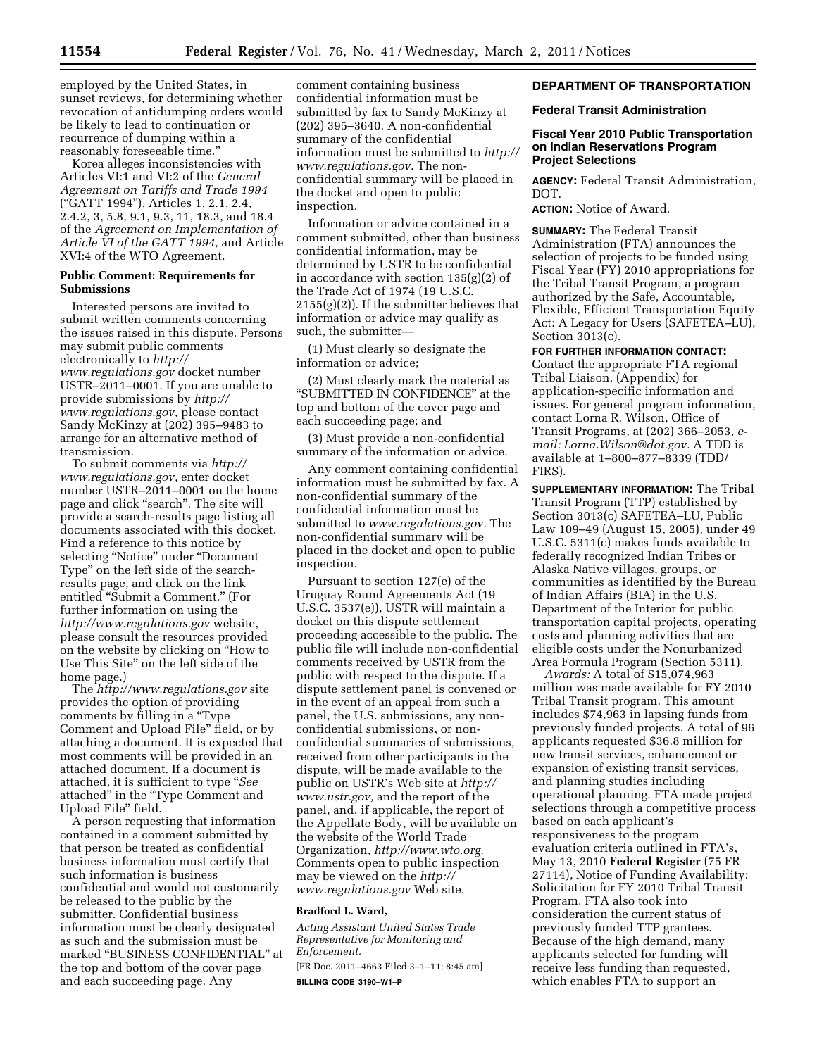employed by the United States, in sunset reviews, for determining whether revocation of antidumping orders would be likely to lead to continuation or recurrence of dumping within a reasonably foreseeable time."

Korea alleges inconsistencies with Articles VI:1 and VI:2 of the *General Agreement on Tariffs and Trade 1994* ("GATT 1994"), Articles 1, 2.1, 2.4, 2.4.2, 3, 5.8, 9.1, 9.3, 11, 18.3, and 18.4 of the *Agreement on Implementation of Article VI of the GATT 1994,* and Article XVI:4 of the WTO Agreement.

## Public Comment: Requirements for Submissions

Interested persons are invited to submit written comments concerning the issues raised in this dispute. Persons may submit public comments electronically to *http://www.regulations.gov* docket number USTR–2011–0001. If you are unable to provide submissions by *http://www.regulations.gov,* please contact Sandy McKinzy at (202) 395–9483 to arrange for an alternative method of transmission.

To submit comments via *http://www.regulations.gov,* enter docket number USTR–2011–0001 on the home page and click "search". The site will provide a search-results page listing all documents associated with this docket. Find a reference to this notice by selecting "Notice" under "Document Type" on the left side of the search-results page, and click on the link entitled "Submit a Comment." (For further information on using the *http://www.regulations.gov* website, please consult the resources provided on the website by clicking on "How to Use This Site" on the left side of the home page.)

The *http://www.regulations.gov* site provides the option of providing comments by filling in a "Type Comment and Upload File" field, or by attaching a document. It is expected that most comments will be provided in an attached document. If a document is attached, it is sufficient to type "*See* attached" in the "Type Comment and Upload File" field.

A person requesting that information contained in a comment submitted by that person be treated as confidential business information must certify that such information is business confidential and would not customarily be released to the public by the submitter. Confidential business information must be clearly designated as such and the submission must be marked "BUSINESS CONFIDENTIAL" at the top and bottom of the cover page and each succeeding page. Any comment containing business confidential information must be submitted by fax to Sandy McKinzy at (202) 395–3640. A non-confidential summary of the confidential information must be submitted to *http://www.regulations.gov.* The non-confidential summary will be placed in the docket and open to public inspection.

Information or advice contained in a comment submitted, other than business confidential information, may be determined by USTR to be confidential in accordance with section 135(g)(2) of the Trade Act of 1974 (19 U.S.C. 2155(g)(2)). If the submitter believes that information or advice may qualify as such, the submitter—

(1) Must clearly so designate the information or advice;

(2) Must clearly mark the material as "SUBMITTED IN CONFIDENCE" at the top and bottom of the cover page and each succeeding page; and

(3) Must provide a non-confidential summary of the information or advice.

Any comment containing confidential information must be submitted by fax. A non-confidential summary of the confidential information must be submitted to *www.regulations.gov.* The non-confidential summary will be placed in the docket and open to public inspection.

Pursuant to section 127(e) of the Uruguay Round Agreements Act (19 U.S.C. 3537(e)), USTR will maintain a docket on this dispute settlement proceeding accessible to the public. The public file will include non-confidential comments received by USTR from the public with respect to the dispute. If a dispute settlement panel is convened or in the event of an appeal from such a panel, the U.S. submissions, any non-confidential submissions, or non-confidential summaries of submissions, received from other participants in the dispute, will be made available to the public on USTR's Web site at *http://www.ustr.gov,* and the report of the panel, and, if applicable, the report of the Appellate Body, will be available on the website of the World Trade Organization, *http://www.wto.org.* Comments open to public inspection may be viewed on the *http://www.regulations.gov* Web site.

**Bradford L. Ward,**

*Acting Assistant United States Trade Representative for Monitoring and Enforcement.*

[FR Doc. 2011–4663 Filed 3–1–11; 8:45 am]

**BILLING CODE 3190–W1–P**

## DEPARTMENT OF TRANSPORTATION

### Federal Transit Administration

### Fiscal Year 2010 Public Transportation on Indian Reservations Program Project Selections

**AGENCY:** Federal Transit Administration, DOT.

**ACTION:** Notice of Award.

**SUMMARY:** The Federal Transit Administration (FTA) announces the selection of projects to be funded using Fiscal Year (FY) 2010 appropriations for the Tribal Transit Program, a program authorized by the Safe, Accountable, Flexible, Efficient Transportation Equity Act: A Legacy for Users (SAFETEA–LU), Section 3013(c).

**FOR FURTHER INFORMATION CONTACT:** Contact the appropriate FTA regional Tribal Liaison, (Appendix) for application-specific information and issues. For general program information, contact Lorna R. Wilson, Office of Transit Programs, at (202) 366–2053, *e-mail: Lorna.Wilson@dot.gov.* A TDD is available at 1–800–877–8339 (TDD/FIRS).

**SUPPLEMENTARY INFORMATION:** The Tribal Transit Program (TTP) established by Section 3013(c) SAFETEA–LU, Public Law 109–49 (August 15, 2005), under 49 U.S.C. 5311(c) makes funds available to federally recognized Indian Tribes or Alaska Native villages, groups, or communities as identified by the Bureau of Indian Affairs (BIA) in the U.S. Department of the Interior for public transportation capital projects, operating costs and planning activities that are eligible costs under the Nonurbanized Area Formula Program (Section 5311).

*Awards:* A total of $15,074,963 million was made available for FY 2010 Tribal Transit program. This amount includes $74,963 in lapsing funds from previously funded projects. A total of 96 applicants requested $36.8 million for new transit services, enhancement or expansion of existing transit services, and planning studies including operational planning. FTA made project selections through a competitive process based on each applicant's responsiveness to the program evaluation criteria outlined in FTA's, May 13, 2010 **Federal Register** (75 FR 27114), Notice of Funding Availability: Solicitation for FY 2010 Tribal Transit Program. FTA also took into consideration the current status of previously funded TTP grantees. Because of the high demand, many applicants selected for funding will receive less funding than requested, which enables FTA to support an